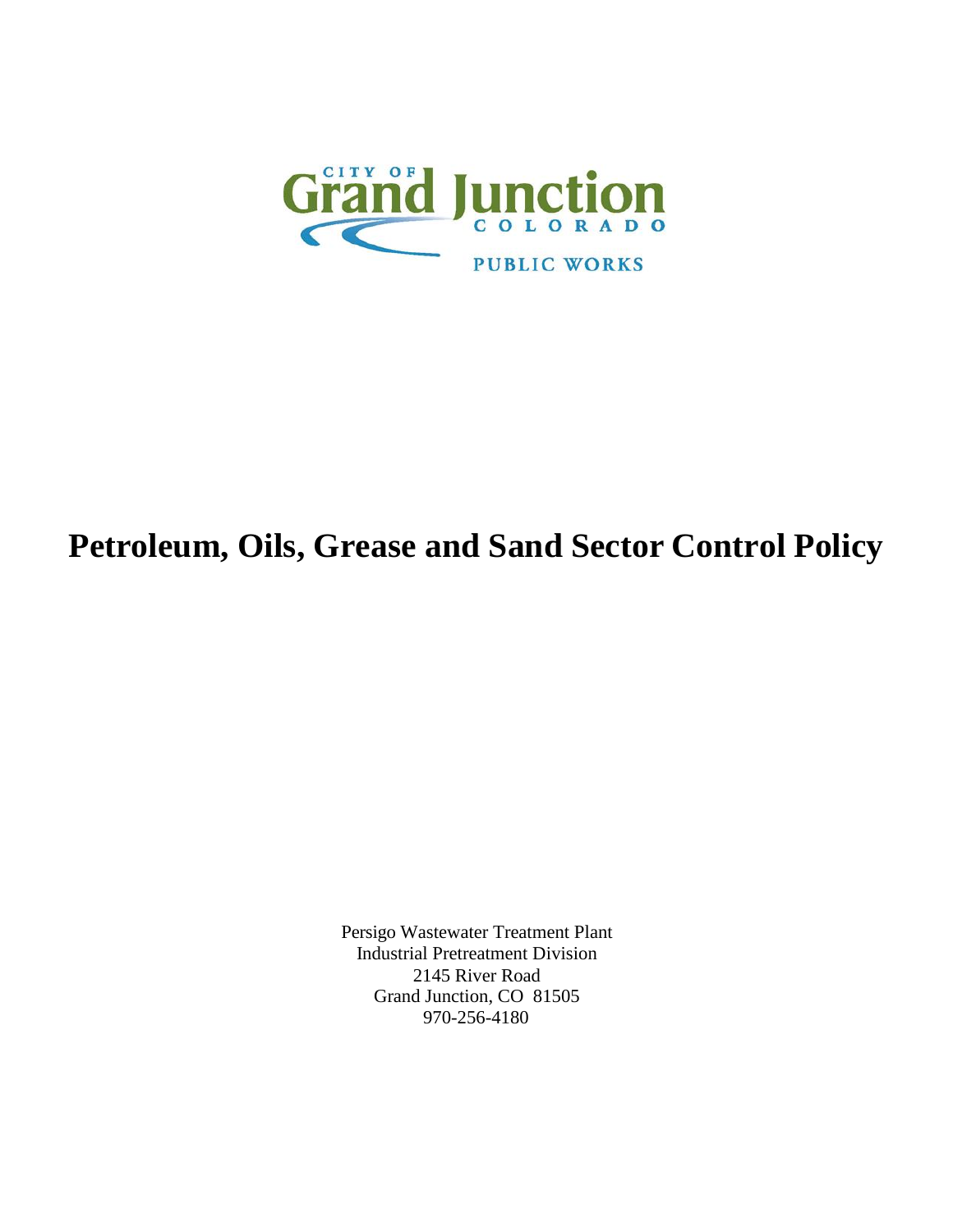CITY OF Grand Junction COLORADO

PUBLIC WORKS

# Petroleum, Oils, Grease and Sand Sector Control Policy

Persigo Wastewater Treatment Plant
Industrial Pretreatment Division
2145 River Road
Grand Junction, CO 81505
970-256-4180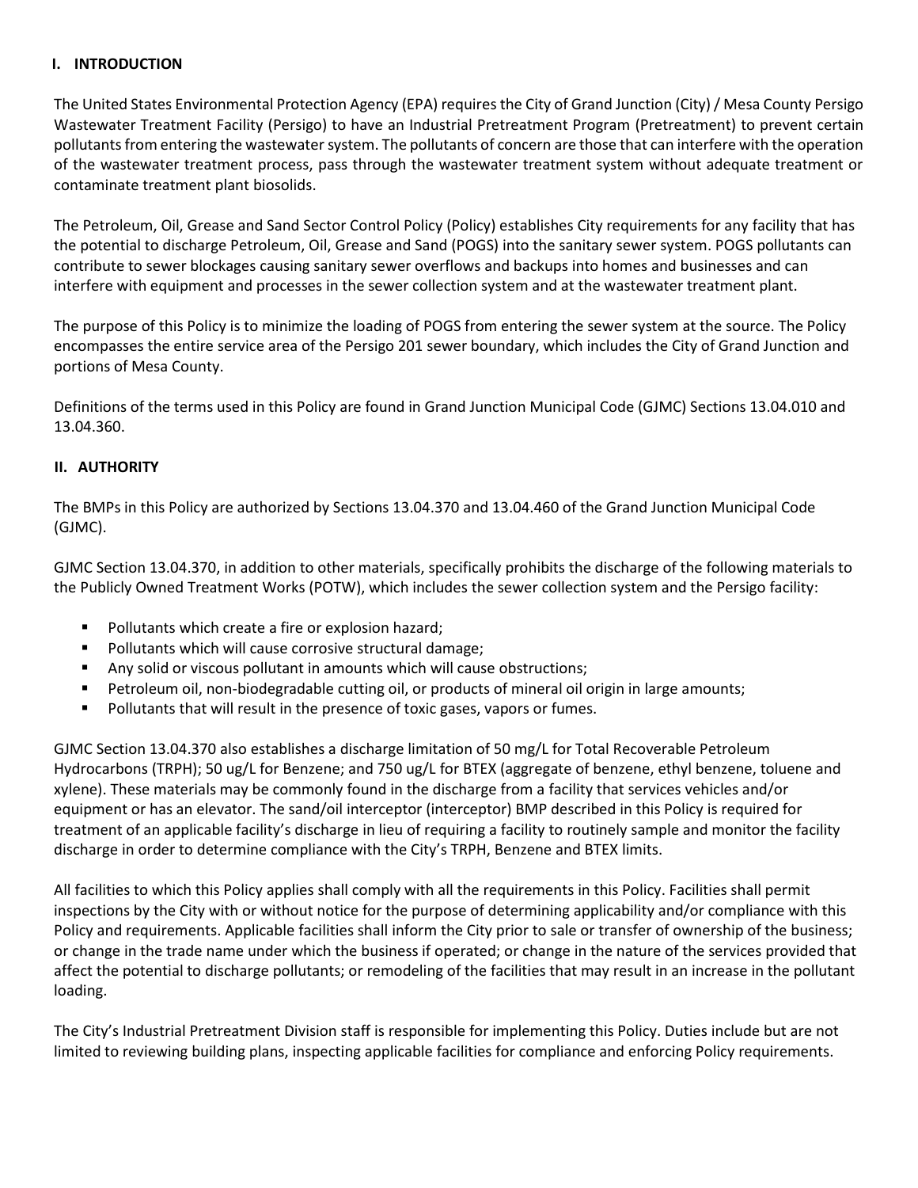## I. INTRODUCTION

The United States Environmental Protection Agency (EPA) requires the City of Grand Junction (City) / Mesa County Persigo Wastewater Treatment Facility (Persigo) to have an Industrial Pretreatment Program (Pretreatment) to prevent certain pollutants from entering the wastewater system. The pollutants of concern are those that can interfere with the operation of the wastewater treatment process, pass through the wastewater treatment system without adequate treatment or contaminate treatment plant biosolids.

The Petroleum, Oil, Grease and Sand Sector Control Policy (Policy) establishes City requirements for any facility that has the potential to discharge Petroleum, Oil, Grease and Sand (POGS) into the sanitary sewer system. POGS pollutants can contribute to sewer blockages causing sanitary sewer overflows and backups into homes and businesses and can interfere with equipment and processes in the sewer collection system and at the wastewater treatment plant.

The purpose of this Policy is to minimize the loading of POGS from entering the sewer system at the source. The Policy encompasses the entire service area of the Persigo 201 sewer boundary, which includes the City of Grand Junction and portions of Mesa County.

Definitions of the terms used in this Policy are found in Grand Junction Municipal Code (GJMC) Sections 13.04.010 and 13.04.360.

## II. AUTHORITY

The BMPs in this Policy are authorized by Sections 13.04.370 and 13.04.460 of the Grand Junction Municipal Code (GJMC).

GJMC Section 13.04.370, in addition to other materials, specifically prohibits the discharge of the following materials to the Publicly Owned Treatment Works (POTW), which includes the sewer collection system and the Persigo facility:

- Pollutants which create a fire or explosion hazard;
- Pollutants which will cause corrosive structural damage;
- Any solid or viscous pollutant in amounts which will cause obstructions;
- Petroleum oil, non-biodegradable cutting oil, or products of mineral oil origin in large amounts;
- Pollutants that will result in the presence of toxic gases, vapors or fumes.

GJMC Section 13.04.370 also establishes a discharge limitation of 50 mg/L for Total Recoverable Petroleum Hydrocarbons (TRPH); 50 ug/L for Benzene; and 750 ug/L for BTEX (aggregate of benzene, ethyl benzene, toluene and xylene). These materials may be commonly found in the discharge from a facility that services vehicles and/or equipment or has an elevator. The sand/oil interceptor (interceptor) BMP described in this Policy is required for treatment of an applicable facility's discharge in lieu of requiring a facility to routinely sample and monitor the facility discharge in order to determine compliance with the City's TRPH, Benzene and BTEX limits.

All facilities to which this Policy applies shall comply with all the requirements in this Policy. Facilities shall permit inspections by the City with or without notice for the purpose of determining applicability and/or compliance with this Policy and requirements. Applicable facilities shall inform the City prior to sale or transfer of ownership of the business; or change in the trade name under which the business if operated; or change in the nature of the services provided that affect the potential to discharge pollutants; or remodeling of the facilities that may result in an increase in the pollutant loading.

The City's Industrial Pretreatment Division staff is responsible for implementing this Policy. Duties include but are not limited to reviewing building plans, inspecting applicable facilities for compliance and enforcing Policy requirements.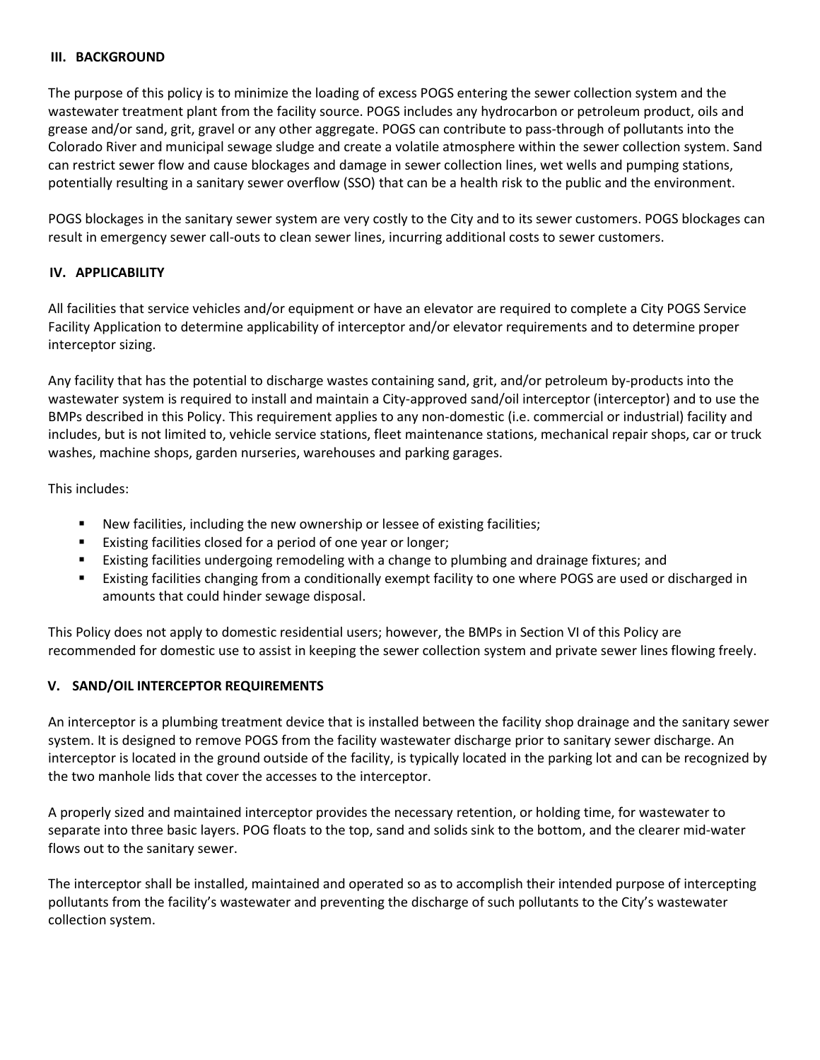## III. BACKGROUND

The purpose of this policy is to minimize the loading of excess POGS entering the sewer collection system and the wastewater treatment plant from the facility source. POGS includes any hydrocarbon or petroleum product, oils and grease and/or sand, grit, gravel or any other aggregate. POGS can contribute to pass-through of pollutants into the Colorado River and municipal sewage sludge and create a volatile atmosphere within the sewer collection system. Sand can restrict sewer flow and cause blockages and damage in sewer collection lines, wet wells and pumping stations, potentially resulting in a sanitary sewer overflow (SSO) that can be a health risk to the public and the environment.

POGS blockages in the sanitary sewer system are very costly to the City and to its sewer customers. POGS blockages can result in emergency sewer call-outs to clean sewer lines, incurring additional costs to sewer customers.

## IV. APPLICABILITY

All facilities that service vehicles and/or equipment or have an elevator are required to complete a City POGS Service Facility Application to determine applicability of interceptor and/or elevator requirements and to determine proper interceptor sizing.

Any facility that has the potential to discharge wastes containing sand, grit, and/or petroleum by-products into the wastewater system is required to install and maintain a City-approved sand/oil interceptor (interceptor) and to use the BMPs described in this Policy. This requirement applies to any non-domestic (i.e. commercial or industrial) facility and includes, but is not limited to, vehicle service stations, fleet maintenance stations, mechanical repair shops, car or truck washes, machine shops, garden nurseries, warehouses and parking garages.

This includes:

- New facilities, including the new ownership or lessee of existing facilities;
- Existing facilities closed for a period of one year or longer;
- Existing facilities undergoing remodeling with a change to plumbing and drainage fixtures; and
- Existing facilities changing from a conditionally exempt facility to one where POGS are used or discharged in amounts that could hinder sewage disposal.

This Policy does not apply to domestic residential users; however, the BMPs in Section VI of this Policy are recommended for domestic use to assist in keeping the sewer collection system and private sewer lines flowing freely.

## V. SAND/OIL INTERCEPTOR REQUIREMENTS

An interceptor is a plumbing treatment device that is installed between the facility shop drainage and the sanitary sewer system. It is designed to remove POGS from the facility wastewater discharge prior to sanitary sewer discharge. An interceptor is located in the ground outside of the facility, is typically located in the parking lot and can be recognized by the two manhole lids that cover the accesses to the interceptor.

A properly sized and maintained interceptor provides the necessary retention, or holding time, for wastewater to separate into three basic layers. POG floats to the top, sand and solids sink to the bottom, and the clearer mid-water flows out to the sanitary sewer.

The interceptor shall be installed, maintained and operated so as to accomplish their intended purpose of intercepting pollutants from the facility's wastewater and preventing the discharge of such pollutants to the City's wastewater collection system.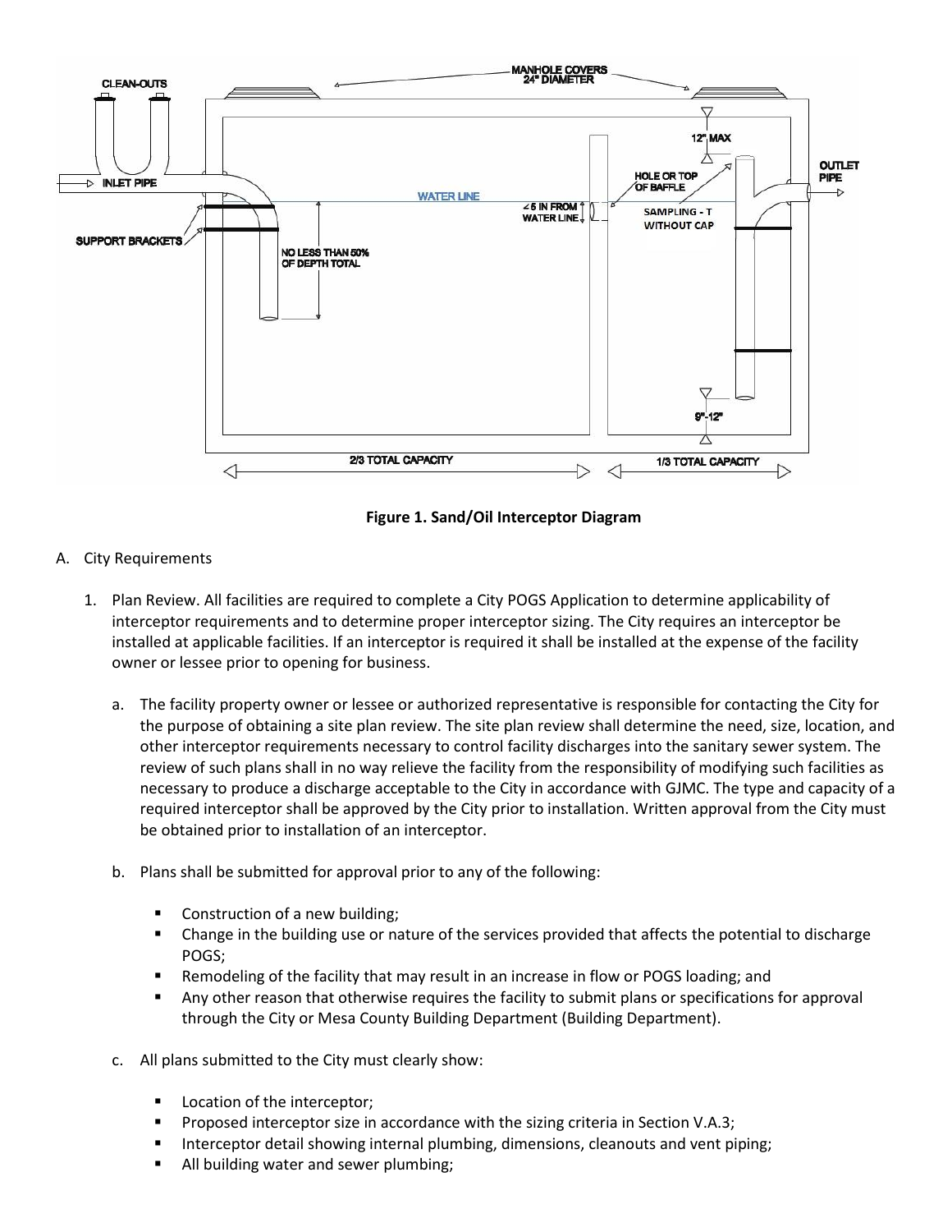**Figure 1. Sand/Oil Interceptor Diagram**

A. City Requirements

1. Plan Review. All facilities are required to complete a City POGS Application to determine applicability of interceptor requirements and to determine proper interceptor sizing. The City requires an interceptor be installed at applicable facilities. If an interceptor is required it shall be installed at the expense of the facility owner or lessee prior to opening for business.

   a. The facility property owner or lessee or authorized representative is responsible for contacting the City for the purpose of obtaining a site plan review. The site plan review shall determine the need, size, location, and other interceptor requirements necessary to control facility discharges into the sanitary sewer system. The review of such plans shall in no way relieve the facility from the responsibility of modifying such facilities as necessary to produce a discharge acceptable to the City in accordance with GJMC. The type and capacity of a required interceptor shall be approved by the City prior to installation. Written approval from the City must be obtained prior to installation of an interceptor.

   b. Plans shall be submitted for approval prior to any of the following:

      - Construction of a new building;
      - Change in the building use or nature of the services provided that affects the potential to discharge POGS;
      - Remodeling of the facility that may result in an increase in flow or POGS loading; and
      - Any other reason that otherwise requires the facility to submit plans or specifications for approval through the City or Mesa County Building Department (Building Department).

   c. All plans submitted to the City must clearly show:

      - Location of the interceptor;
      - Proposed interceptor size in accordance with the sizing criteria in Section V.A.3;
      - Interceptor detail showing internal plumbing, dimensions, cleanouts and vent piping;
      - All building water and sewer plumbing;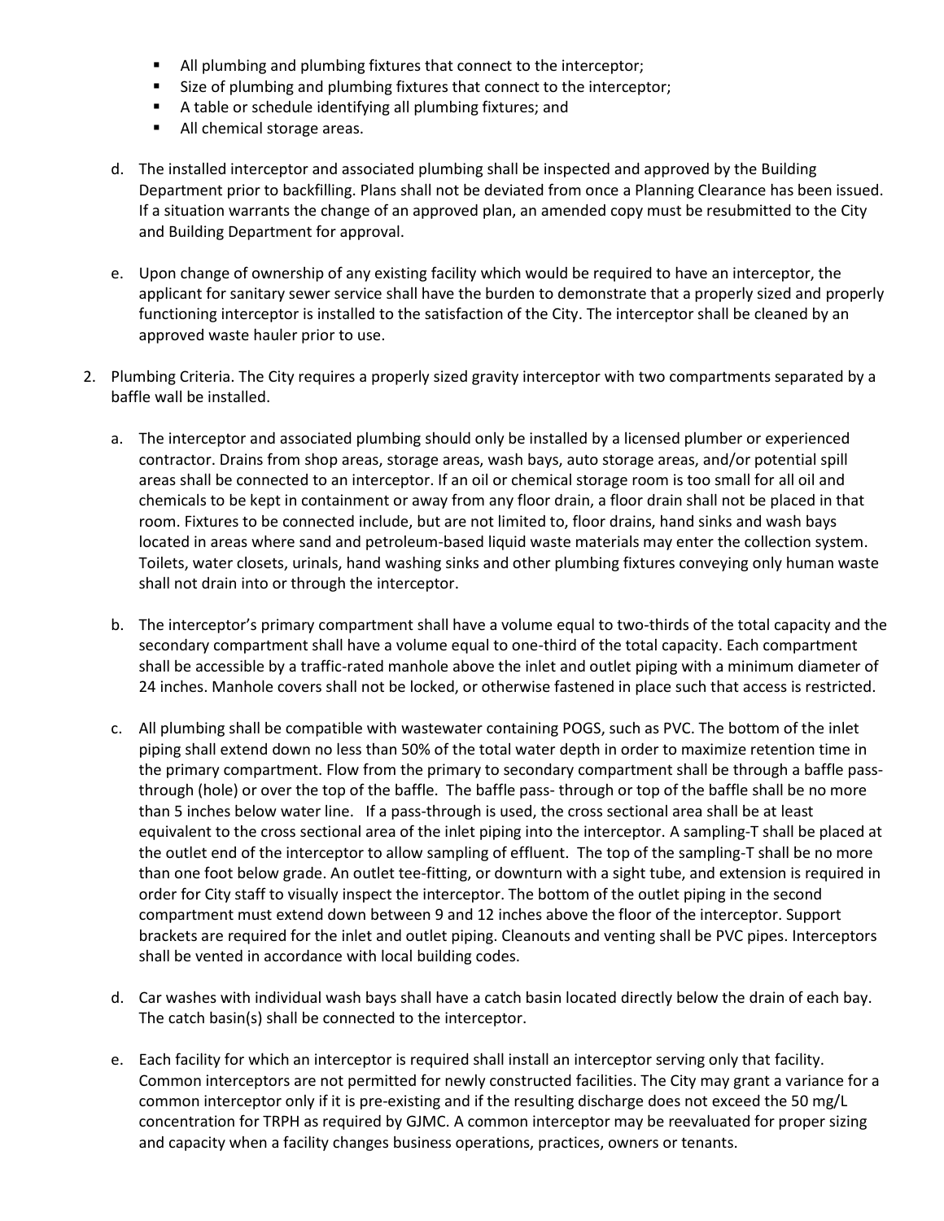- All plumbing and plumbing fixtures that connect to the interceptor;
- Size of plumbing and plumbing fixtures that connect to the interceptor;
- A table or schedule identifying all plumbing fixtures; and
- All chemical storage areas.

d. The installed interceptor and associated plumbing shall be inspected and approved by the Building Department prior to backfilling. Plans shall not be deviated from once a Planning Clearance has been issued. If a situation warrants the change of an approved plan, an amended copy must be resubmitted to the City and Building Department for approval.

e. Upon change of ownership of any existing facility which would be required to have an interceptor, the applicant for sanitary sewer service shall have the burden to demonstrate that a properly sized and properly functioning interceptor is installed to the satisfaction of the City. The interceptor shall be cleaned by an approved waste hauler prior to use.

2. Plumbing Criteria. The City requires a properly sized gravity interceptor with two compartments separated by a baffle wall be installed.

   a. The interceptor and associated plumbing should only be installed by a licensed plumber or experienced contractor. Drains from shop areas, storage areas, wash bays, auto storage areas, and/or potential spill areas shall be connected to an interceptor. If an oil or chemical storage room is too small for all oil and chemicals to be kept in containment or away from any floor drain, a floor drain shall not be placed in that room. Fixtures to be connected include, but are not limited to, floor drains, hand sinks and wash bays located in areas where sand and petroleum-based liquid waste materials may enter the collection system. Toilets, water closets, urinals, hand washing sinks and other plumbing fixtures conveying only human waste shall not drain into or through the interceptor.

   b. The interceptor's primary compartment shall have a volume equal to two-thirds of the total capacity and the secondary compartment shall have a volume equal to one-third of the total capacity. Each compartment shall be accessible by a traffic-rated manhole above the inlet and outlet piping with a minimum diameter of 24 inches. Manhole covers shall not be locked, or otherwise fastened in place such that access is restricted.

   c. All plumbing shall be compatible with wastewater containing POGS, such as PVC. The bottom of the inlet piping shall extend down no less than 50% of the total water depth in order to maximize retention time in the primary compartment. Flow from the primary to secondary compartment shall be through a baffle pass-through (hole) or over the top of the baffle. The baffle pass- through or top of the baffle shall be no more than 5 inches below water line. If a pass-through is used, the cross sectional area shall be at least equivalent to the cross sectional area of the inlet piping into the interceptor. A sampling-T shall be placed at the outlet end of the interceptor to allow sampling of effluent. The top of the sampling-T shall be no more than one foot below grade. An outlet tee-fitting, or downturn with a sight tube, and extension is required in order for City staff to visually inspect the interceptor. The bottom of the outlet piping in the second compartment must extend down between 9 and 12 inches above the floor of the interceptor. Support brackets are required for the inlet and outlet piping. Cleanouts and venting shall be PVC pipes. Interceptors shall be vented in accordance with local building codes.

   d. Car washes with individual wash bays shall have a catch basin located directly below the drain of each bay. The catch basin(s) shall be connected to the interceptor.

   e. Each facility for which an interceptor is required shall install an interceptor serving only that facility. Common interceptors are not permitted for newly constructed facilities. The City may grant a variance for a common interceptor only if it is pre-existing and if the resulting discharge does not exceed the 50 mg/L concentration for TRPH as required by GJMC. A common interceptor may be reevaluated for proper sizing and capacity when a facility changes business operations, practices, owners or tenants.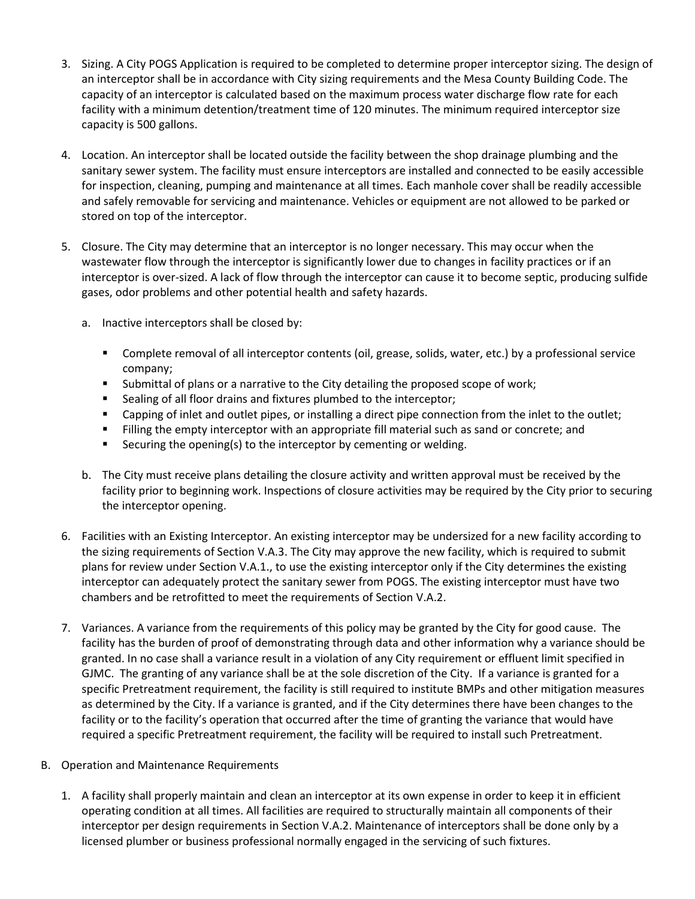3. Sizing. A City POGS Application is required to be completed to determine proper interceptor sizing. The design of an interceptor shall be in accordance with City sizing requirements and the Mesa County Building Code. The capacity of an interceptor is calculated based on the maximum process water discharge flow rate for each facility with a minimum detention/treatment time of 120 minutes. The minimum required interceptor size capacity is 500 gallons.

4. Location. An interceptor shall be located outside the facility between the shop drainage plumbing and the sanitary sewer system. The facility must ensure interceptors are installed and connected to be easily accessible for inspection, cleaning, pumping and maintenance at all times. Each manhole cover shall be readily accessible and safely removable for servicing and maintenance. Vehicles or equipment are not allowed to be parked or stored on top of the interceptor.

5. Closure. The City may determine that an interceptor is no longer necessary. This may occur when the wastewater flow through the interceptor is significantly lower due to changes in facility practices or if an interceptor is over-sized. A lack of flow through the interceptor can cause it to become septic, producing sulfide gases, odor problems and other potential health and safety hazards.

   a. Inactive interceptors shall be closed by:

      - Complete removal of all interceptor contents (oil, grease, solids, water, etc.) by a professional service company;
      - Submittal of plans or a narrative to the City detailing the proposed scope of work;
      - Sealing of all floor drains and fixtures plumbed to the interceptor;
      - Capping of inlet and outlet pipes, or installing a direct pipe connection from the inlet to the outlet;
      - Filling the empty interceptor with an appropriate fill material such as sand or concrete; and
      - Securing the opening(s) to the interceptor by cementing or welding.

   b. The City must receive plans detailing the closure activity and written approval must be received by the facility prior to beginning work. Inspections of closure activities may be required by the City prior to securing the interceptor opening.

6. Facilities with an Existing Interceptor. An existing interceptor may be undersized for a new facility according to the sizing requirements of Section V.A.3. The City may approve the new facility, which is required to submit plans for review under Section V.A.1., to use the existing interceptor only if the City determines the existing interceptor can adequately protect the sanitary sewer from POGS. The existing interceptor must have two chambers and be retrofitted to meet the requirements of Section V.A.2.

7. Variances. A variance from the requirements of this policy may be granted by the City for good cause. The facility has the burden of proof of demonstrating through data and other information why a variance should be granted. In no case shall a variance result in a violation of any City requirement or effluent limit specified in GJMC. The granting of any variance shall be at the sole discretion of the City. If a variance is granted for a specific Pretreatment requirement, the facility is still required to institute BMPs and other mitigation measures as determined by the City. If a variance is granted, and if the City determines there have been changes to the facility or to the facility's operation that occurred after the time of granting the variance that would have required a specific Pretreatment requirement, the facility will be required to install such Pretreatment.

B. Operation and Maintenance Requirements

   1. A facility shall properly maintain and clean an interceptor at its own expense in order to keep it in efficient operating condition at all times. All facilities are required to structurally maintain all components of their interceptor per design requirements in Section V.A.2. Maintenance of interceptors shall be done only by a licensed plumber or business professional normally engaged in the servicing of such fixtures.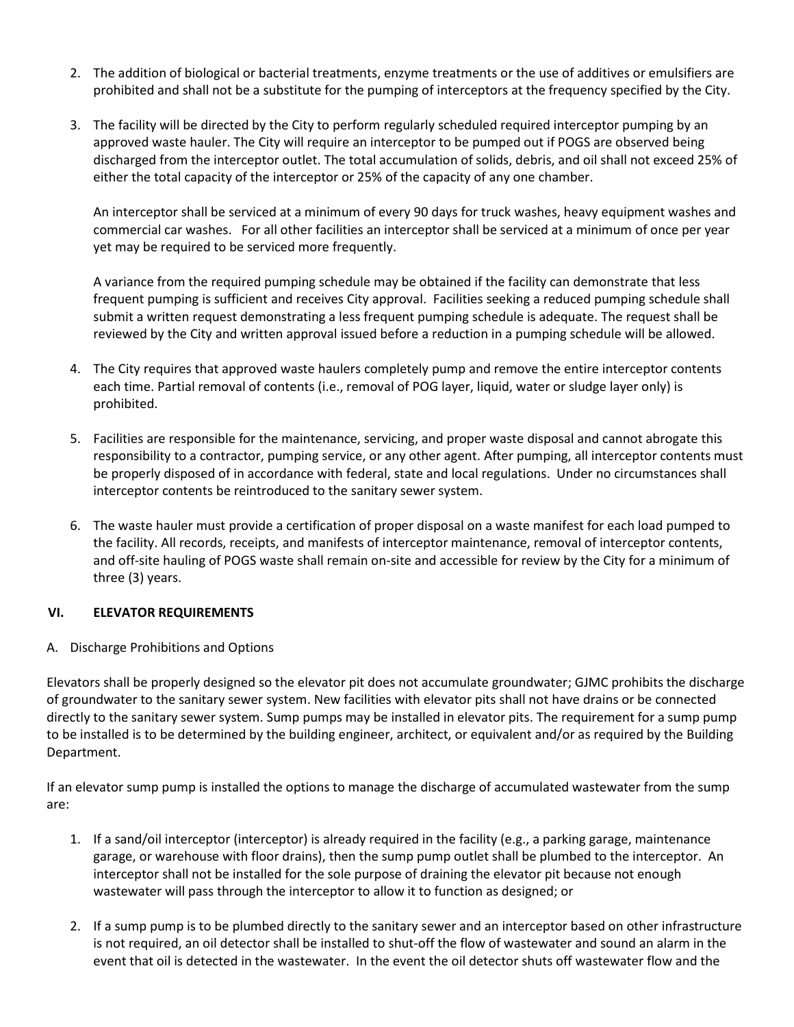2. The addition of biological or bacterial treatments, enzyme treatments or the use of additives or emulsifiers are prohibited and shall not be a substitute for the pumping of interceptors at the frequency specified by the City.

3. The facility will be directed by the City to perform regularly scheduled required interceptor pumping by an approved waste hauler. The City will require an interceptor to be pumped out if POGS are observed being discharged from the interceptor outlet. The total accumulation of solids, debris, and oil shall not exceed 25% of either the total capacity of the interceptor or 25% of the capacity of any one chamber.

   An interceptor shall be serviced at a minimum of every 90 days for truck washes, heavy equipment washes and commercial car washes. For all other facilities an interceptor shall be serviced at a minimum of once per year yet may be required to be serviced more frequently.

   A variance from the required pumping schedule may be obtained if the facility can demonstrate that less frequent pumping is sufficient and receives City approval. Facilities seeking a reduced pumping schedule shall submit a written request demonstrating a less frequent pumping schedule is adequate. The request shall be reviewed by the City and written approval issued before a reduction in a pumping schedule will be allowed.

4. The City requires that approved waste haulers completely pump and remove the entire interceptor contents each time. Partial removal of contents (i.e., removal of POG layer, liquid, water or sludge layer only) is prohibited.

5. Facilities are responsible for the maintenance, servicing, and proper waste disposal and cannot abrogate this responsibility to a contractor, pumping service, or any other agent. After pumping, all interceptor contents must be properly disposed of in accordance with federal, state and local regulations. Under no circumstances shall interceptor contents be reintroduced to the sanitary sewer system.

6. The waste hauler must provide a certification of proper disposal on a waste manifest for each load pumped to the facility. All records, receipts, and manifests of interceptor maintenance, removal of interceptor contents, and off-site hauling of POGS waste shall remain on-site and accessible for review by the City for a minimum of three (3) years.

## VI. ELEVATOR REQUIREMENTS

A. Discharge Prohibitions and Options

Elevators shall be properly designed so the elevator pit does not accumulate groundwater; GJMC prohibits the discharge of groundwater to the sanitary sewer system. New facilities with elevator pits shall not have drains or be connected directly to the sanitary sewer system. Sump pumps may be installed in elevator pits. The requirement for a sump pump to be installed is to be determined by the building engineer, architect, or equivalent and/or as required by the Building Department.

If an elevator sump pump is installed the options to manage the discharge of accumulated wastewater from the sump are:

1. If a sand/oil interceptor (interceptor) is already required in the facility (e.g., a parking garage, maintenance garage, or warehouse with floor drains), then the sump pump outlet shall be plumbed to the interceptor. An interceptor shall not be installed for the sole purpose of draining the elevator pit because not enough wastewater will pass through the interceptor to allow it to function as designed; or

2. If a sump pump is to be plumbed directly to the sanitary sewer and an interceptor based on other infrastructure is not required, an oil detector shall be installed to shut-off the flow of wastewater and sound an alarm in the event that oil is detected in the wastewater. In the event the oil detector shuts off wastewater flow and the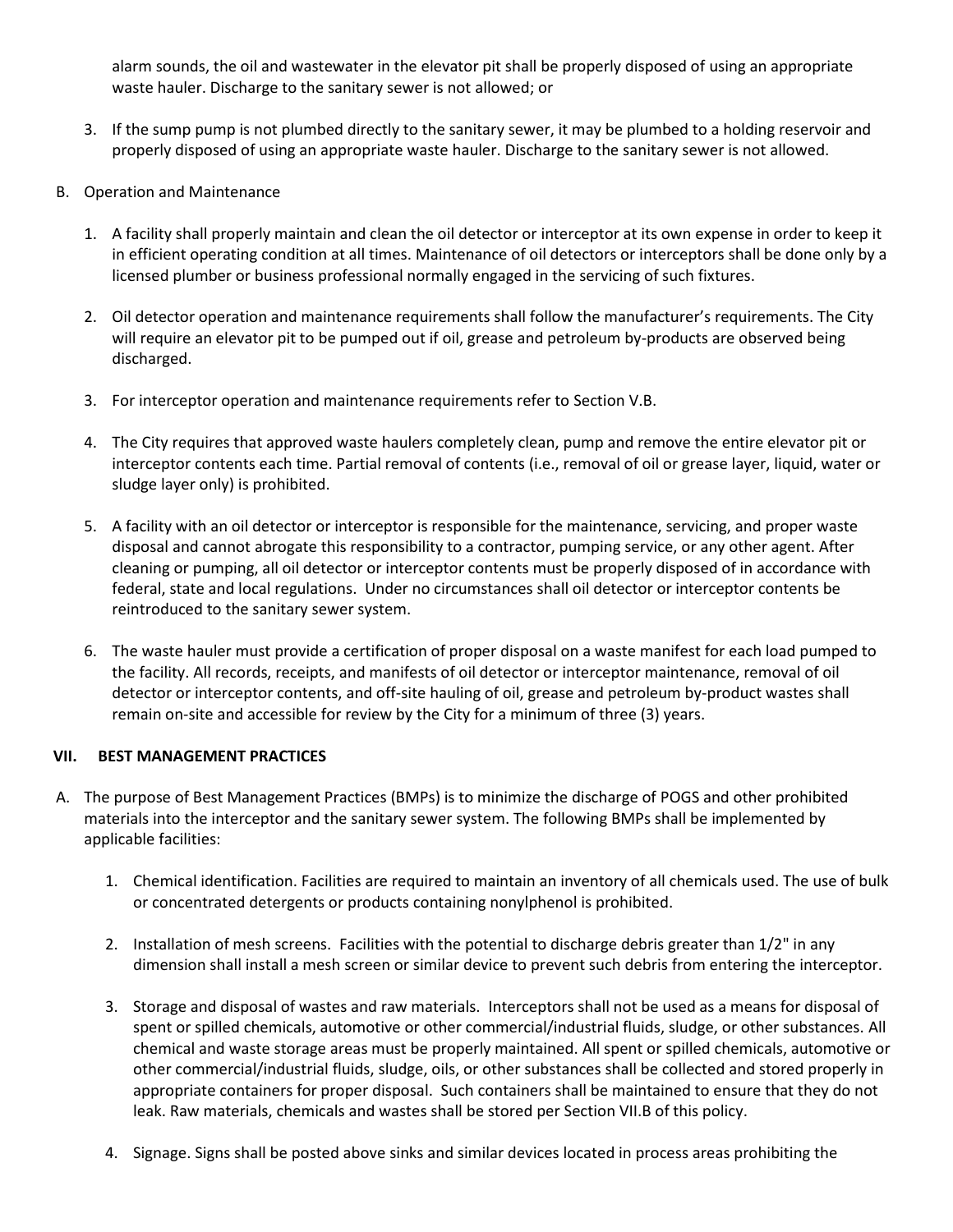alarm sounds, the oil and wastewater in the elevator pit shall be properly disposed of using an appropriate waste hauler. Discharge to the sanitary sewer is not allowed; or

3. If the sump pump is not plumbed directly to the sanitary sewer, it may be plumbed to a holding reservoir and properly disposed of using an appropriate waste hauler. Discharge to the sanitary sewer is not allowed.

B. Operation and Maintenance

1. A facility shall properly maintain and clean the oil detector or interceptor at its own expense in order to keep it in efficient operating condition at all times. Maintenance of oil detectors or interceptors shall be done only by a licensed plumber or business professional normally engaged in the servicing of such fixtures.

2. Oil detector operation and maintenance requirements shall follow the manufacturer's requirements. The City will require an elevator pit to be pumped out if oil, grease and petroleum by-products are observed being discharged.

3. For interceptor operation and maintenance requirements refer to Section V.B.

4. The City requires that approved waste haulers completely clean, pump and remove the entire elevator pit or interceptor contents each time. Partial removal of contents (i.e., removal of oil or grease layer, liquid, water or sludge layer only) is prohibited.

5. A facility with an oil detector or interceptor is responsible for the maintenance, servicing, and proper waste disposal and cannot abrogate this responsibility to a contractor, pumping service, or any other agent. After cleaning or pumping, all oil detector or interceptor contents must be properly disposed of in accordance with federal, state and local regulations. Under no circumstances shall oil detector or interceptor contents be reintroduced to the sanitary sewer system.

6. The waste hauler must provide a certification of proper disposal on a waste manifest for each load pumped to the facility. All records, receipts, and manifests of oil detector or interceptor maintenance, removal of oil detector or interceptor contents, and off-site hauling of oil, grease and petroleum by-product wastes shall remain on-site and accessible for review by the City for a minimum of three (3) years.

## VII. BEST MANAGEMENT PRACTICES

A. The purpose of Best Management Practices (BMPs) is to minimize the discharge of POGS and other prohibited materials into the interceptor and the sanitary sewer system. The following BMPs shall be implemented by applicable facilities:

1. Chemical identification. Facilities are required to maintain an inventory of all chemicals used. The use of bulk or concentrated detergents or products containing nonylphenol is prohibited.

2. Installation of mesh screens. Facilities with the potential to discharge debris greater than 1/2" in any dimension shall install a mesh screen or similar device to prevent such debris from entering the interceptor.

3. Storage and disposal of wastes and raw materials. Interceptors shall not be used as a means for disposal of spent or spilled chemicals, automotive or other commercial/industrial fluids, sludge, or other substances. All chemical and waste storage areas must be properly maintained. All spent or spilled chemicals, automotive or other commercial/industrial fluids, sludge, oils, or other substances shall be collected and stored properly in appropriate containers for proper disposal. Such containers shall be maintained to ensure that they do not leak. Raw materials, chemicals and wastes shall be stored per Section VII.B of this policy.

4. Signage. Signs shall be posted above sinks and similar devices located in process areas prohibiting the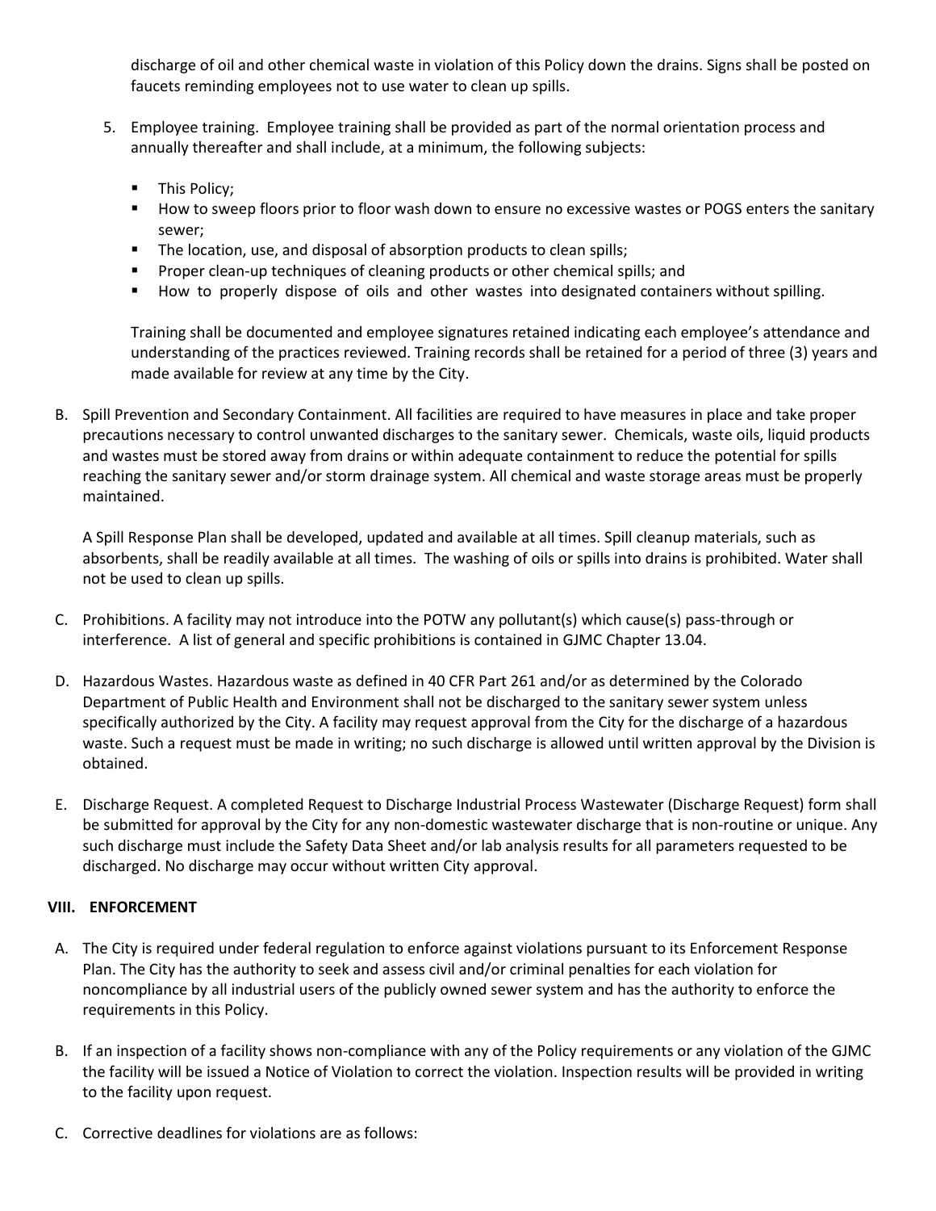discharge of oil and other chemical waste in violation of this Policy down the drains. Signs shall be posted on faucets reminding employees not to use water to clean up spills.

5. Employee training. Employee training shall be provided as part of the normal orientation process and annually thereafter and shall include, at a minimum, the following subjects:

   - This Policy;
   - How to sweep floors prior to floor wash down to ensure no excessive wastes or POGS enters the sanitary sewer;
   - The location, use, and disposal of absorption products to clean spills;
   - Proper clean-up techniques of cleaning products or other chemical spills; and
   - How to properly dispose of oils and other wastes into designated containers without spilling.

   Training shall be documented and employee signatures retained indicating each employee's attendance and understanding of the practices reviewed. Training records shall be retained for a period of three (3) years and made available for review at any time by the City.

B. Spill Prevention and Secondary Containment. All facilities are required to have measures in place and take proper precautions necessary to control unwanted discharges to the sanitary sewer. Chemicals, waste oils, liquid products and wastes must be stored away from drains or within adequate containment to reduce the potential for spills reaching the sanitary sewer and/or storm drainage system. All chemical and waste storage areas must be properly maintained.

   A Spill Response Plan shall be developed, updated and available at all times. Spill cleanup materials, such as absorbents, shall be readily available at all times. The washing of oils or spills into drains is prohibited. Water shall not be used to clean up spills.

C. Prohibitions. A facility may not introduce into the POTW any pollutant(s) which cause(s) pass-through or interference. A list of general and specific prohibitions is contained in GJMC Chapter 13.04.

D. Hazardous Wastes. Hazardous waste as defined in 40 CFR Part 261 and/or as determined by the Colorado Department of Public Health and Environment shall not be discharged to the sanitary sewer system unless specifically authorized by the City. A facility may request approval from the City for the discharge of a hazardous waste. Such a request must be made in writing; no such discharge is allowed until written approval by the Division is obtained.

E. Discharge Request. A completed Request to Discharge Industrial Process Wastewater (Discharge Request) form shall be submitted for approval by the City for any non-domestic wastewater discharge that is non-routine or unique. Any such discharge must include the Safety Data Sheet and/or lab analysis results for all parameters requested to be discharged. No discharge may occur without written City approval.

## VIII. ENFORCEMENT

A. The City is required under federal regulation to enforce against violations pursuant to its Enforcement Response Plan. The City has the authority to seek and assess civil and/or criminal penalties for each violation for noncompliance by all industrial users of the publicly owned sewer system and has the authority to enforce the requirements in this Policy.

B. If an inspection of a facility shows non-compliance with any of the Policy requirements or any violation of the GJMC the facility will be issued a Notice of Violation to correct the violation. Inspection results will be provided in writing to the facility upon request.

C. Corrective deadlines for violations are as follows: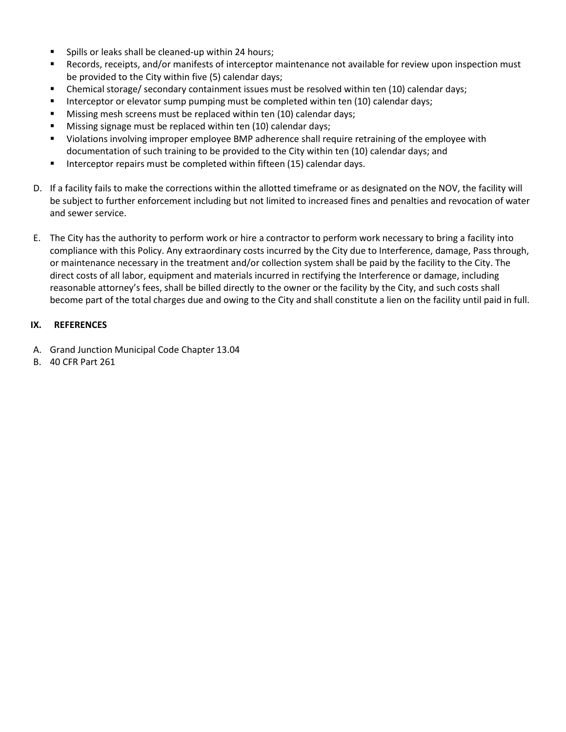- Spills or leaks shall be cleaned-up within 24 hours;
- Records, receipts, and/or manifests of interceptor maintenance not available for review upon inspection must be provided to the City within five (5) calendar days;
- Chemical storage/ secondary containment issues must be resolved within ten (10) calendar days;
- Interceptor or elevator sump pumping must be completed within ten (10) calendar days;
- Missing mesh screens must be replaced within ten (10) calendar days;
- Missing signage must be replaced within ten (10) calendar days;
- Violations involving improper employee BMP adherence shall require retraining of the employee with documentation of such training to be provided to the City within ten (10) calendar days; and
- Interceptor repairs must be completed within fifteen (15) calendar days.

D. If a facility fails to make the corrections within the allotted timeframe or as designated on the NOV, the facility will be subject to further enforcement including but not limited to increased fines and penalties and revocation of water and sewer service.

E. The City has the authority to perform work or hire a contractor to perform work necessary to bring a facility into compliance with this Policy. Any extraordinary costs incurred by the City due to Interference, damage, Pass through, or maintenance necessary in the treatment and/or collection system shall be paid by the facility to the City. The direct costs of all labor, equipment and materials incurred in rectifying the Interference or damage, including reasonable attorney's fees, shall be billed directly to the owner or the facility by the City, and such costs shall become part of the total charges due and owing to the City and shall constitute a lien on the facility until paid in full.

## IX. REFERENCES

A. Grand Junction Municipal Code Chapter 13.04
B. 40 CFR Part 261